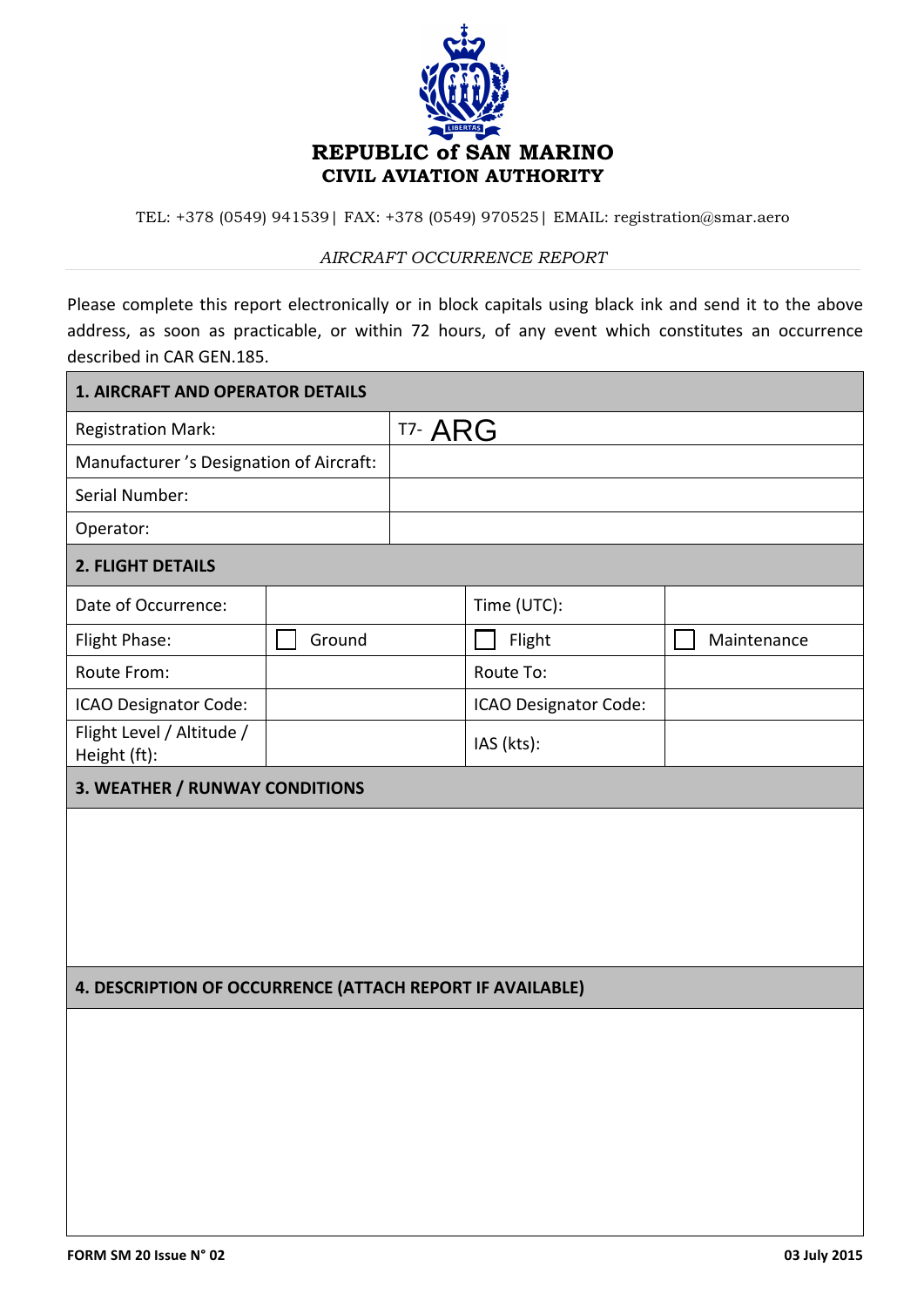# REPUBLIC of SAN MARINO
## CIVIL AVIATION AUTHORITY

TEL: +378 (0549) 941539| FAX: +378 (0549) 970525| EMAIL: registration@smar.aero

*AIRCRAFT OCCURRENCE REPORT*

Please complete this report electronically or in block capitals using black ink and send it to the above address, as soon as practicable, or within 72 hours, of any event which constitutes an occurrence described in CAR GEN.185.

| 1. AIRCRAFT AND OPERATOR DETAILS | |
|---|---|
| Registration Mark: | T7- ARG |
| Manufacturer 's Designation of Aircraft: | |
| Serial Number: | |
| Operator: | |

| 2. FLIGHT DETAILS | | | |
|---|---|---|---|
| Date of Occurrence: | | Time (UTC): | |
| Flight Phase: | ☐ Ground | ☐ Flight | ☐ Maintenance |
| Route From: | | Route To: | |
| ICAO Designator Code: | | ICAO Designator Code: | |
| Flight Level / Altitude / Height (ft): | | IAS (kts): | |

| 3. WEATHER / RUNWAY CONDITIONS |
|---|
| |

| 4. DESCRIPTION OF OCCURRENCE (ATTACH REPORT IF AVAILABLE) |
|---|
| |

**FORM SM 20 Issue N° 02** **03 July 2015**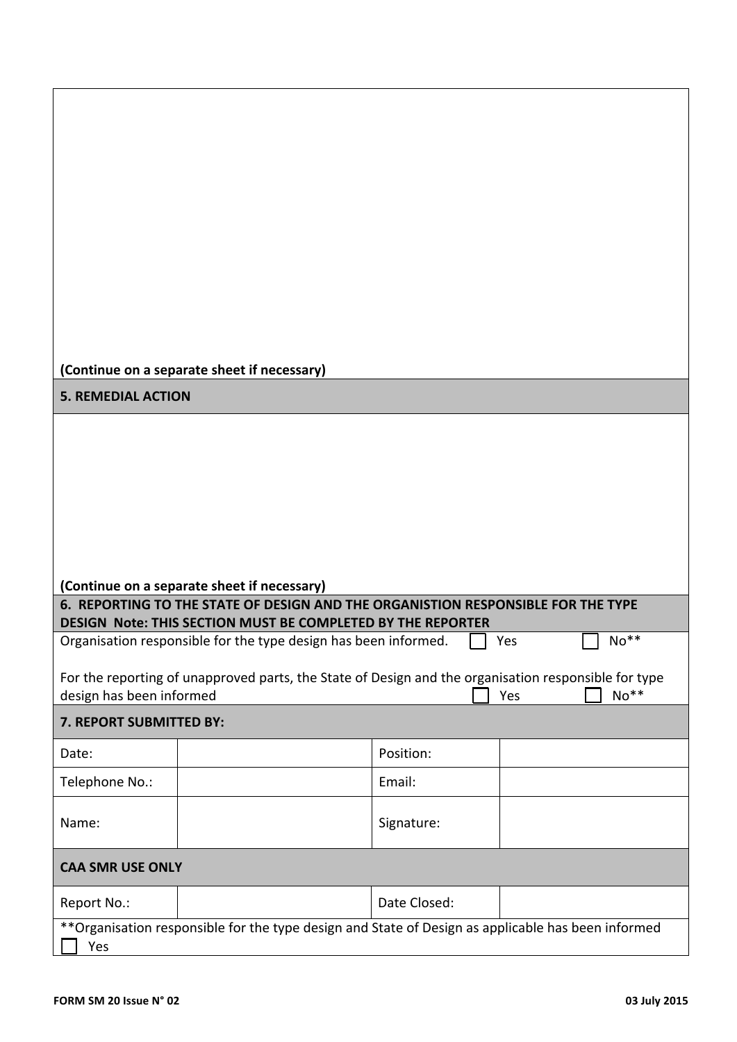(Continue on a separate sheet if necessary)

**5. REMEDIAL ACTION**

(Continue on a separate sheet if necessary)

**6. REPORTING TO THE STATE OF DESIGN AND THE ORGANISTION RESPONSIBLE FOR THE TYPE DESIGN Note: THIS SECTION MUST BE COMPLETED BY THE REPORTER**

Organisation responsible for the type design has been informed. ☐ Yes ☐ No**

For the reporting of unapproved parts, the State of Design and the organisation responsible for type design has been informed ☐ Yes ☐ No**

**7. REPORT SUBMITTED BY:**

| | | | |
|---|---|---|---|
| Date: | | Position: | |
| Telephone No.: | | Email: | |
| Name: | | Signature: | |

**CAA SMR USE ONLY**

| | | | |
|---|---|---|---|
| Report No.: | | Date Closed: | |

**Organisation responsible for the type design and State of Design as applicable has been informed

☐ Yes

**FORM SM 20 Issue N° 02** **03 July 2015**